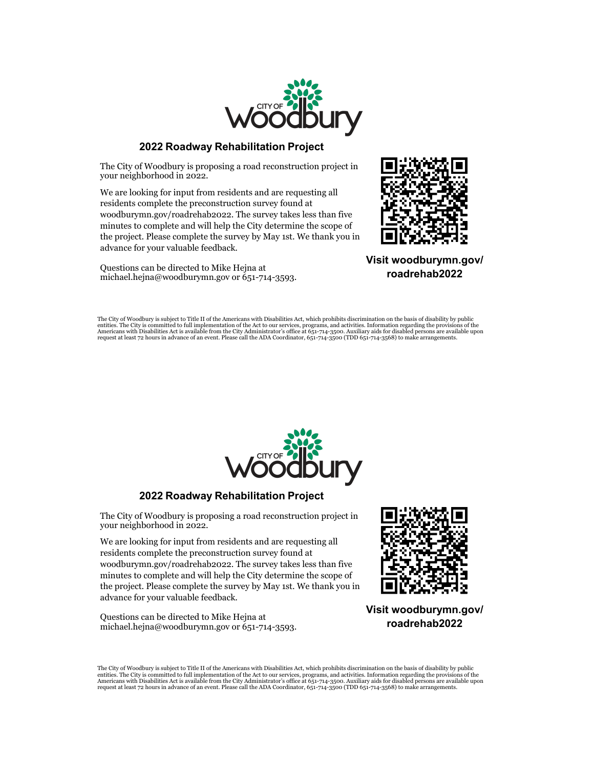CITY OF Woodbury

## 2022 Roadway Rehabilitation Project

The City of Woodbury is proposing a road reconstruction project in your neighborhood in 2022.

We are looking for input from residents and are requesting all residents complete the preconstruction survey found at woodburymn.gov/roadrehab2022. The survey takes less than five minutes to complete and will help the City determine the scope of the project. Please complete the survey by May 1st. We thank you in advance for your valuable feedback.

Questions can be directed to Mike Hejna at michael.hejna@woodburymn.gov or 651-714-3593.

**Visit woodburymn.gov/roadrehab2022**

The City of Woodbury is subject to Title II of the Americans with Disabilities Act, which prohibits discrimination on the basis of disability by public entities. The City is committed to full implementation of the Act to our services, programs, and activities. Information regarding the provisions of the Americans with Disabilities Act is available from the City Administrator's office at 651-714-3500. Auxiliary aids for disabled persons are available upon request at least 72 hours in advance of an event. Please call the ADA Coordinator, 651-714-3500 (TDD 651-714-3568) to make arrangements.

CITY OF Woodbury

## 2022 Roadway Rehabilitation Project

The City of Woodbury is proposing a road reconstruction project in your neighborhood in 2022.

We are looking for input from residents and are requesting all residents complete the preconstruction survey found at woodburymn.gov/roadrehab2022. The survey takes less than five minutes to complete and will help the City determine the scope of the project. Please complete the survey by May 1st. We thank you in advance for your valuable feedback.

Questions can be directed to Mike Hejna at michael.hejna@woodburymn.gov or 651-714-3593.

**Visit woodburymn.gov/roadrehab2022**

The City of Woodbury is subject to Title II of the Americans with Disabilities Act, which prohibits discrimination on the basis of disability by public entities. The City is committed to full implementation of the Act to our services, programs, and activities. Information regarding the provisions of the Americans with Disabilities Act is available from the City Administrator's office at 651-714-3500. Auxiliary aids for disabled persons are available upon request at least 72 hours in advance of an event. Please call the ADA Coordinator, 651-714-3500 (TDD 651-714-3568) to make arrangements.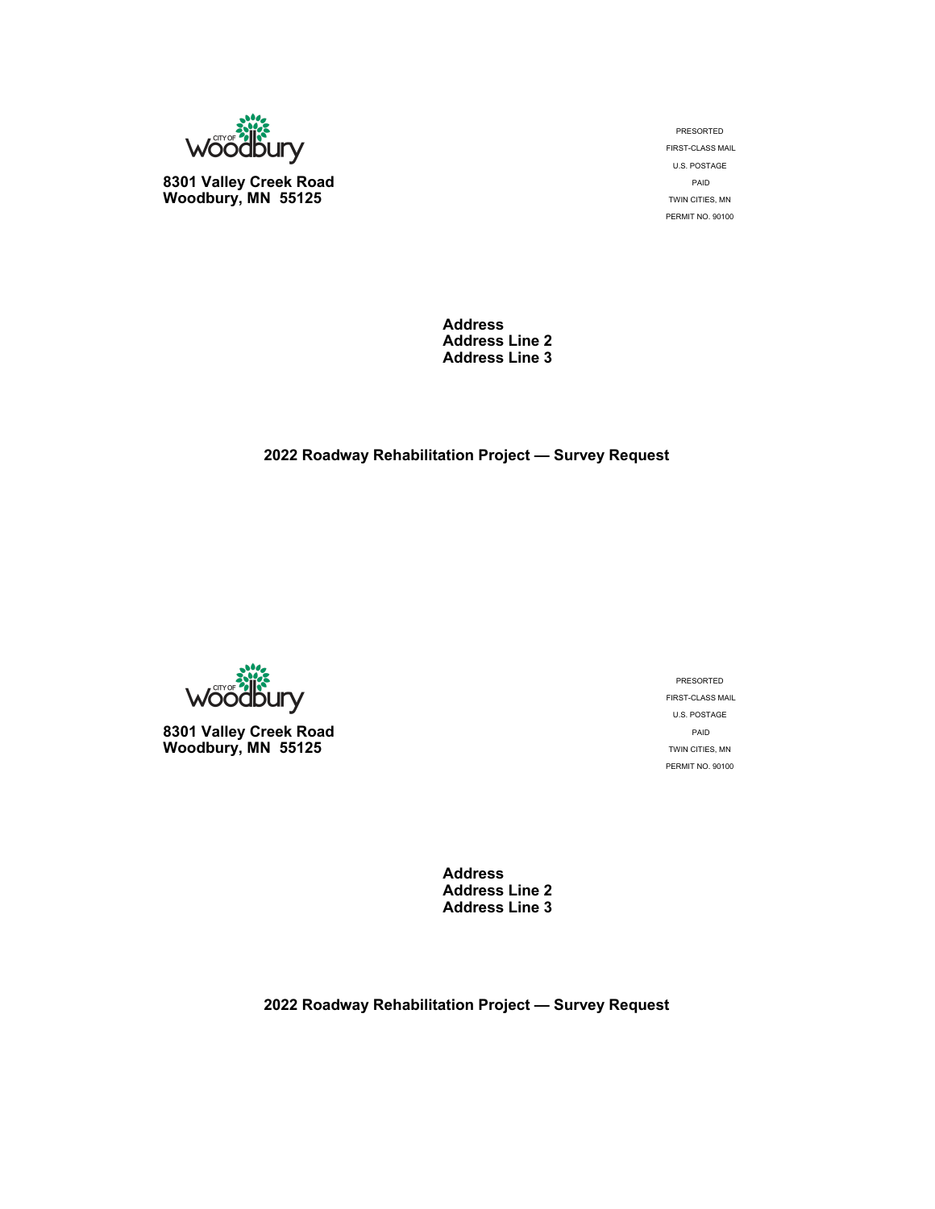CITY OF Woodbury

**8301 Valley Creek Road**
**Woodbury, MN 55125**

PRESORTED
FIRST-CLASS MAIL
U.S. POSTAGE
PAID
TWIN CITIES, MN
PERMIT NO. 90100

**Address**
**Address Line 2**
**Address Line 3**

**2022 Roadway Rehabilitation Project — Survey Request**

CITY OF Woodbury

**8301 Valley Creek Road**
**Woodbury, MN 55125**

PRESORTED
FIRST-CLASS MAIL
U.S. POSTAGE
PAID
TWIN CITIES, MN
PERMIT NO. 90100

**Address**
**Address Line 2**
**Address Line 3**

**2022 Roadway Rehabilitation Project — Survey Request**